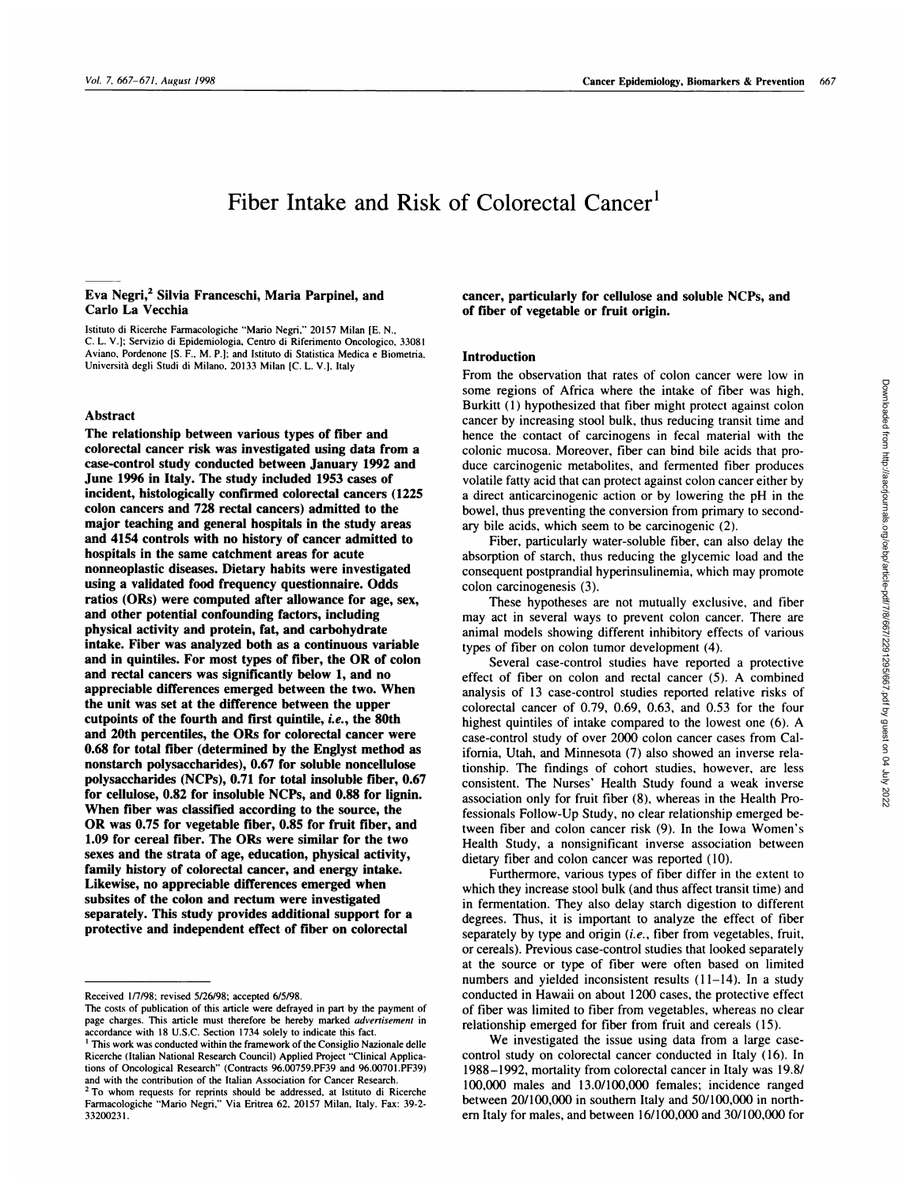# Fiber Intake and Risk of Colorectal Cancer[1]

**Eva Negri,[2] Silvia Franceschi, Maria Parpinel, and Carlo La Vecchia**

Istituto di Ricerche Farmacologiche "Mario Negri," 20157 Milan [E. N., C. L. V.]; Servizio di Epidemiologia, Centro di Riferimento Oncologico, 33081 Aviano, Pordenone [S. F., M. P.]; and Istituto di Statistica Medica e Biometria, Università degli Studi di Milano, 20133 Milan [C. L. V.], Italy

## Abstract

**The relationship between various types of fiber and colorectal cancer risk was investigated using data from a case-control study conducted between January 1992 and June 1996 in Italy. The study included 1953 cases of incident, histologically confirmed colorectal cancers (1225 colon cancers and 728 rectal cancers) admitted to the major teaching and general hospitals in the study areas and 4154 controls with no history of cancer admitted to hospitals in the same catchment areas for acute nonneoplastic diseases. Dietary habits were investigated using a validated food frequency questionnaire. Odds ratios (ORs) were computed after allowance for age, sex, and other potential confounding factors, including physical activity and protein, fat, and carbohydrate intake. Fiber was analyzed both as a continuous variable and in quintiles. For most types of fiber, the OR of colon and rectal cancers was significantly below 1, and no appreciable differences emerged between the two. When the unit was set at the difference between the upper cutpoints of the fourth and first quintile, *i.e.*, the 80th and 20th percentiles, the ORs for colorectal cancer were 0.68 for total fiber (determined by the Englyst method as nonstarch polysaccharides), 0.67 for soluble noncellulose polysaccharides (NCPs), 0.71 for total insoluble fiber, 0.67 for cellulose, 0.82 for insoluble NCPs, and 0.88 for lignin. When fiber was classified according to the source, the OR was 0.75 for vegetable fiber, 0.85 for fruit fiber, and 1.09 for cereal fiber. The ORs were similar for the two sexes and the strata of age, education, physical activity, family history of colorectal cancer, and energy intake. Likewise, no appreciable differences emerged when subsites of the colon and rectum were investigated separately. This study provides additional support for a protective and independent effect of fiber on colorectal cancer, particularly for cellulose and soluble NCPs, and of fiber of vegetable or fruit origin.**

## Introduction

From the observation that rates of colon cancer were low in some regions of Africa where the intake of fiber was high, Burkitt (1) hypothesized that fiber might protect against colon cancer by increasing stool bulk, thus reducing transit time and hence the contact of carcinogens in fecal material with the colonic mucosa. Moreover, fiber can bind bile acids that produce carcinogenic metabolites, and fermented fiber produces volatile fatty acid that can protect against colon cancer either by a direct anticarcinogenic action or by lowering the pH in the bowel, thus preventing the conversion from primary to secondary bile acids, which seem to be carcinogenic (2).

Fiber, particularly water-soluble fiber, can also delay the absorption of starch, thus reducing the glycemic load and the consequent postprandial hyperinsulinemia, which may promote colon carcinogenesis (3).

These hypotheses are not mutually exclusive, and fiber may act in several ways to prevent colon cancer. There are animal models showing different inhibitory effects of various types of fiber on colon tumor development (4).

Several case-control studies have reported a protective effect of fiber on colon and rectal cancer (5). A combined analysis of 13 case-control studies reported relative risks of colorectal cancer of 0.79, 0.69, 0.63, and 0.53 for the four highest quintiles of intake compared to the lowest one (6). A case-control study of over 2000 colon cancer cases from California, Utah, and Minnesota (7) also showed an inverse relationship. The findings of cohort studies, however, are less consistent. The Nurses' Health Study found a weak inverse association only for fruit fiber (8), whereas in the Health Professionals Follow-Up Study, no clear relationship emerged between fiber and colon cancer risk (9). In the Iowa Women's Health Study, a nonsignificant inverse association between dietary fiber and colon cancer was reported (10).

Furthermore, various types of fiber differ in the extent to which they increase stool bulk (and thus affect transit time) and in fermentation. They also delay starch digestion to different degrees. Thus, it is important to analyze the effect of fiber separately by type and origin (*i.e.*, fiber from vegetables, fruit, or cereals). Previous case-control studies that looked separately at the source or type of fiber were often based on limited numbers and yielded inconsistent results (11–14). In a study conducted in Hawaii on about 1200 cases, the protective effect of fiber was limited to fiber from vegetables, whereas no clear relationship emerged for fiber from fruit and cereals (15).

We investigated the issue using data from a large case-control study on colorectal cancer conducted in Italy (16). In 1988–1992, mortality from colorectal cancer in Italy was 19.8/100,000 males and 13.0/100,000 females; incidence ranged between 20/100,000 in southern Italy and 50/100,000 in northern Italy for males, and between 16/100,000 and 30/100,000 for

---

Received 1/7/98; revised 5/26/98; accepted 6/5/98.

The costs of publication of this article were defrayed in part by the payment of page charges. This article must therefore be hereby marked *advertisement* in accordance with 18 U.S.C. Section 1734 solely to indicate this fact.

[1] This work was conducted within the framework of the Consiglio Nazionale delle Ricerche (Italian National Research Council) Applied Project "Clinical Applications of Oncological Research" (Contracts 96.00759.PF39 and 96.00701.PF39) and with the contribution of the Italian Association for Cancer Research.

[2] To whom requests for reprints should be addressed, at Istituto di Ricerche Farmacologiche "Mario Negri," Via Eritrea 62, 20157 Milan, Italy. Fax: 39-2-33200231.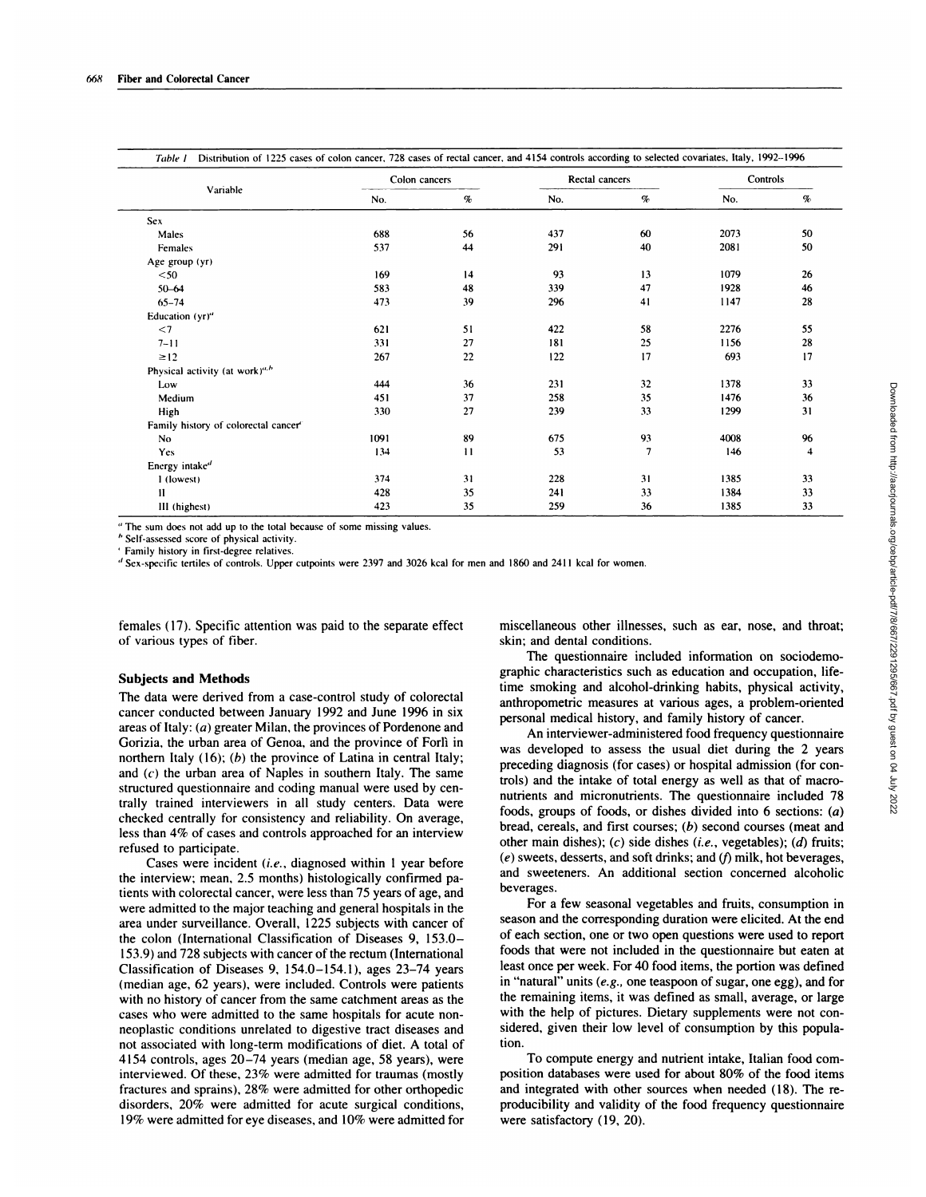*Table 1* Distribution of 1225 cases of colon cancer, 728 cases of rectal cancer, and 4154 controls according to selected covariates, Italy, 1992–1996

| Variable | Colon cancers | | Rectal cancers | | Controls | |
|---|---|---|---|---|---|---|
| | No. | % | No. | % | No. | % |
| Sex | | | | | | |
| Males | 688 | 56 | 437 | 60 | 2073 | 50 |
| Females | 537 | 44 | 291 | 40 | 2081 | 50 |
| Age group (yr) | | | | | | |
| <50 | 169 | 14 | 93 | 13 | 1079 | 26 |
| 50–64 | 583 | 48 | 339 | 47 | 1928 | 46 |
| 65–74 | 473 | 39 | 296 | 41 | 1147 | 28 |
| Education (yr)[a] | | | | | | |
| <7 | 621 | 51 | 422 | 58 | 2276 | 55 |
| 7–11 | 331 | 27 | 181 | 25 | 1156 | 28 |
| ≥12 | 267 | 22 | 122 | 17 | 693 | 17 |
| Physical activity (at work)[a,b] | | | | | | |
| Low | 444 | 36 | 231 | 32 | 1378 | 33 |
| Medium | 451 | 37 | 258 | 35 | 1476 | 36 |
| High | 330 | 27 | 239 | 33 | 1299 | 31 |
| Family history of colorectal cancer[c] | | | | | | |
| No | 1091 | 89 | 675 | 93 | 4008 | 96 |
| Yes | 134 | 11 | 53 | 7 | 146 | 4 |
| Energy intake[d] | | | | | | |
| I (lowest) | 374 | 31 | 228 | 31 | 1385 | 33 |
| II | 428 | 35 | 241 | 33 | 1384 | 33 |
| III (highest) | 423 | 35 | 259 | 36 | 1385 | 33 |

[a] The sum does not add up to the total because of some missing values.
[b] Self-assessed score of physical activity.
[c] Family history in first-degree relatives.
[d] Sex-specific tertiles of controls. Upper cutpoints were 2397 and 3026 kcal for men and 1860 and 2411 kcal for women.

females (17). Specific attention was paid to the separate effect of various types of fiber.

## Subjects and Methods

The data were derived from a case-control study of colorectal cancer conducted between January 1992 and June 1996 in six areas of Italy: (*a*) greater Milan, the provinces of Pordenone and Gorizia, the urban area of Genoa, and the province of Forlì in northern Italy (16); (*b*) the province of Latina in central Italy; and (*c*) the urban area of Naples in southern Italy. The same structured questionnaire and coding manual were used by centrally trained interviewers in all study centers. Data were checked centrally for consistency and reliability. On average, less than 4% of cases and controls approached for an interview refused to participate.

Cases were incident (*i.e.*, diagnosed within 1 year before the interview; mean, 2.5 months) histologically confirmed patients with colorectal cancer, were less than 75 years of age, and were admitted to the major teaching and general hospitals in the area under surveillance. Overall, 1225 subjects with cancer of the colon (International Classification of Diseases 9, 153.0–153.9) and 728 subjects with cancer of the rectum (International Classification of Diseases 9, 154.0–154.1), ages 23–74 years (median age, 62 years), were included. Controls were patients with no history of cancer from the same catchment areas as the cases who were admitted to the same hospitals for acute nonneoplastic conditions unrelated to digestive tract diseases and not associated with long-term modifications of diet. A total of 4154 controls, ages 20–74 years (median age, 58 years), were interviewed. Of these, 23% were admitted for traumas (mostly fractures and sprains), 28% were admitted for other orthopedic disorders, 20% were admitted for acute surgical conditions, 19% were admitted for eye diseases, and 10% were admitted for miscellaneous other illnesses, such as ear, nose, and throat; skin; and dental conditions.

The questionnaire included information on sociodemographic characteristics such as education and occupation, lifetime smoking and alcohol-drinking habits, physical activity, anthropometric measures at various ages, a problem-oriented personal medical history, and family history of cancer.

An interviewer-administered food frequency questionnaire was developed to assess the usual diet during the 2 years preceding diagnosis (for cases) or hospital admission (for controls) and the intake of total energy as well as that of macronutrients and micronutrients. The questionnaire included 78 foods, groups of foods, or dishes divided into 6 sections: (*a*) bread, cereals, and first courses; (*b*) second courses (meat and other main dishes); (*c*) side dishes (*i.e.*, vegetables); (*d*) fruits; (*e*) sweets, desserts, and soft drinks; and (*f*) milk, hot beverages, and sweeteners. An additional section concerned alcoholic beverages.

For a few seasonal vegetables and fruits, consumption in season and the corresponding duration were elicited. At the end of each section, one or two open questions were used to report foods that were not included in the questionnaire but eaten at least once per week. For 40 food items, the portion was defined in "natural" units (*e.g.*, one teaspoon of sugar, one egg), and for the remaining items, it was defined as small, average, or large with the help of pictures. Dietary supplements were not considered, given their low level of consumption by this population.

To compute energy and nutrient intake, Italian food composition databases were used for about 80% of the food items and integrated with other sources when needed (18). The reproducibility and validity of the food frequency questionnaire were satisfactory (19, 20).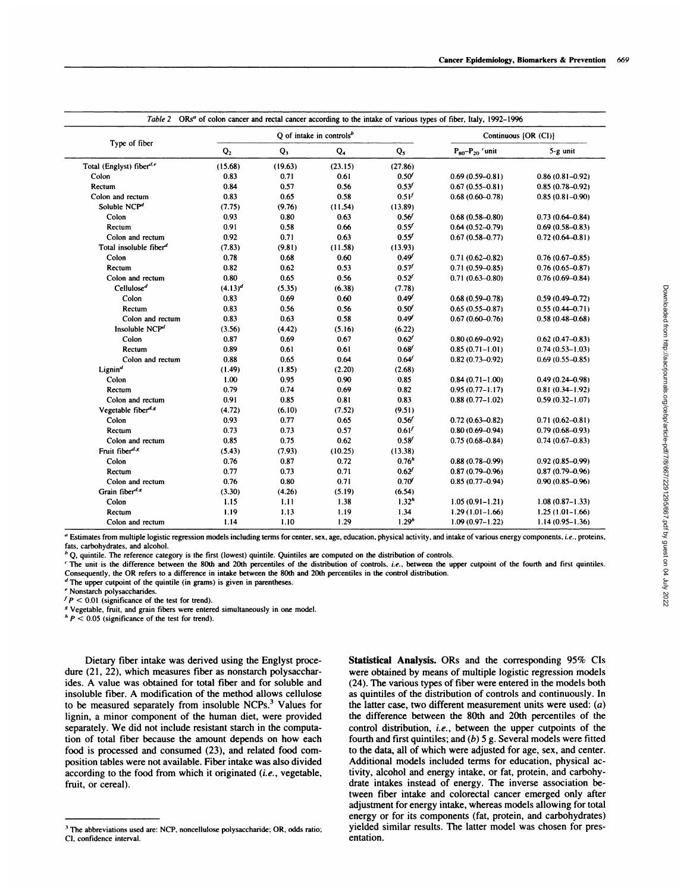Table 2 ORs[a] of colon cancer and rectal cancer according to the intake of various types of fiber, Italy, 1992–1996

| Type of fiber | Q of intake in controls[b] | | | | Continuous [OR (CI)] | |
|---|---|---|---|---|---|---|
| | $Q_2$ | $Q_3$ | $Q_4$ | $Q_5$ | $P_{80}$–$P_{20}$ [c]unit | 5-g unit |
| Total (Englyst) fiber[d,e] | (15.68) | (19.63) | (23.15) | (27.86) | | |
| Colon | 0.83 | 0.71 | 0.61 | 0.50[f] | 0.69 (0.59–0.81) | 0.86 (0.81–0.92) |
| Rectum | 0.84 | 0.57 | 0.56 | 0.53[f] | 0.67 (0.55–0.81) | 0.85 (0.78–0.92) |
| Colon and rectum | 0.83 | 0.65 | 0.58 | 0.51[f] | 0.68 (0.60–0.78) | 0.85 (0.81–0.90) |
| Soluble NCP[d] | (7.75) | (9.76) | (11.54) | (13.89) | | |
| Colon | 0.93 | 0.80 | 0.63 | 0.56[f] | 0.68 (0.58–0.80) | 0.73 (0.64–0.84) |
| Rectum | 0.91 | 0.58 | 0.66 | 0.55[f] | 0.64 (0.52–0.79) | 0.69 (0.58–0.83) |
| Colon and rectum | 0.92 | 0.71 | 0.63 | 0.55[f] | 0.67 (0.58–0.77) | 0.72 (0.64–0.81) |
| Total insoluble fiber[d] | (7.83) | (9.81) | (11.58) | (13.93) | | |
| Colon | 0.78 | 0.68 | 0.60 | 0.49[f] | 0.71 (0.62–0.82) | 0.76 (0.67–0.85) |
| Rectum | 0.82 | 0.62 | 0.53 | 0.57[f] | 0.71 (0.59–0.85) | 0.76 (0.65–0.87) |
| Colon and rectum | 0.80 | 0.65 | 0.56 | 0.52[f] | 0.71 (0.63–0.80) | 0.76 (0.69–0.84) |
| Cellulose[d] | (4.13)[d] | (5.35) | (6.38) | (7.78) | | |
| Colon | 0.83 | 0.69 | 0.60 | 0.49[f] | 0.68 (0.59–0.78) | 0.59 (0.49–0.72) |
| Rectum | 0.83 | 0.56 | 0.56 | 0.50[f] | 0.65 (0.55–0.87) | 0.55 (0.44–0.71) |
| Colon and rectum | 0.83 | 0.63 | 0.58 | 0.49[f] | 0.67 (0.60–0.76) | 0.58 (0.48–0.68) |
| Insoluble NCP[d] | (3.56) | (4.42) | (5.16) | (6.22) | | |
| Colon | 0.87 | 0.69 | 0.67 | 0.62[f] | 0.80 (0.69–0.92) | 0.62 (0.47–0.83) |
| Rectum | 0.89 | 0.61 | 0.61 | 0.68[f] | 0.85 (0.71–1.01) | 0.74 (0.53–1.03) |
| Colon and rectum | 0.88 | 0.65 | 0.64 | 0.64[f] | 0.82 (0.73–0.92) | 0.69 (0.55–0.85) |
| Lignin[d] | (1.49) | (1.85) | (2.20) | (2.68) | | |
| Colon | 1.00 | 0.95 | 0.90 | 0.85 | 0.84 (0.71–1.00) | 0.49 (0.24–0.98) |
| Rectum | 0.79 | 0.74 | 0.69 | 0.82 | 0.95 (0.77–1.17) | 0.81 (0.34–1.92) |
| Colon and rectum | 0.91 | 0.85 | 0.81 | 0.83 | 0.88 (0.77–1.02) | 0.59 (0.32–1.07) |
| Vegetable fiber[d,g] | (4.72) | (6.10) | (7.52) | (9.51) | | |
| Colon | 0.93 | 0.77 | 0.65 | 0.56[f] | 0.72 (0.63–0.82) | 0.71 (0.62–0.81) |
| Rectum | 0.73 | 0.73 | 0.57 | 0.61[f] | 0.80 (0.69–0.94) | 0.79 (0.68–0.93) |
| Colon and rectum | 0.85 | 0.75 | 0.62 | 0.58[f] | 0.75 (0.68–0.84) | 0.74 (0.67–0.83) |
| Fruit fiber[d,g] | (5.43) | (7.93) | (10.25) | (13.38) | | |
| Colon | 0.76 | 0.87 | 0.72 | 0.76[h] | 0.88 (0.78–0.99) | 0.92 (0.85–0.99) |
| Rectum | 0.77 | 0.73 | 0.71 | 0.62[f] | 0.87 (0.79–0.96) | 0.87 (0.79–0.96) |
| Colon and rectum | 0.76 | 0.80 | 0.71 | 0.70[f] | 0.85 (0.77–0.94) | 0.90 (0.85–0.96) |
| Grain fiber[d,g] | (3.30) | (4.26) | (5.19) | (6.54) | | |
| Colon | 1.15 | 1.11 | 1.38 | 1.32[h] | 1.05 (0.91–1.21) | 1.08 (0.87–1.33) |
| Rectum | 1.19 | 1.13 | 1.19 | 1.34 | 1.29 (1.01–1.66) | 1.25 (1.01–1.66) |
| Colon and rectum | 1.14 | 1.10 | 1.29 | 1.29[h] | 1.09 (0.97–1.22) | 1.14 (0.95–1.36) |

[a] Estimates from multiple logistic regression models including terms for center, sex, age, education, physical activity, and intake of various energy components, *i.e.*, proteins, fats, carbohydrates, and alcohol.
[b] Q, quintile. The reference category is the first (lowest) quintile. Quintiles are computed on the distribution of controls.
[c] The unit is the difference between the 80th and 20th percentiles of the distribution of controls, *i.e.*, between the upper cutpoint of the fourth and first quintiles. Consequently, the OR refers to a difference in intake between the 80th and 20th percentiles in the control distribution.
[d] The upper cutpoint of the quintile (in grams) is given in parentheses.
[e] Nonstarch polysaccharides.
[f] $P < 0.01$ (significance of the test for trend).
[g] Vegetable, fruit, and grain fibers were entered simultaneously in one model.
[h] $P < 0.05$ (significance of the test for trend).

Dietary fiber intake was derived using the Englyst procedure (21, 22), which measures fiber as nonstarch polysaccharides. A value was obtained for total fiber and for soluble and insoluble fiber. A modification of the method allows cellulose to be measured separately from insoluble NCPs.[3] Values for lignin, a minor component of the human diet, were provided separately. We did not include resistant starch in the computation of total fiber because the amount depends on how each food is processed and consumed (23), and related food composition tables were not available. Fiber intake was also divided according to the food from which it originated (*i.e.*, vegetable, fruit, or cereal).

[3] The abbreviations used are: NCP, noncellulose polysaccharide; OR, odds ratio; CI, confidence interval.

**Statistical Analysis.** ORs and the corresponding 95% CIs were obtained by means of multiple logistic regression models (24). The various types of fiber were entered in the models both as quintiles of the distribution of controls and continuously. In the latter case, two different measurement units were used: (*a*) the difference between the 80th and 20th percentiles of the control distribution, *i.e.*, between the upper cutpoints of the fourth and first quintiles; and (*b*) 5 g. Several models were fitted to the data, all of which were adjusted for age, sex, and center. Additional models included terms for education, physical activity, alcohol and energy intake, or fat, protein, and carbohydrate intakes instead of energy. The inverse association between fiber intake and colorectal cancer emerged only after adjustment for energy intake, whereas models allowing for total energy or for its components (fat, protein, and carbohydrates) yielded similar results. The latter model was chosen for presentation.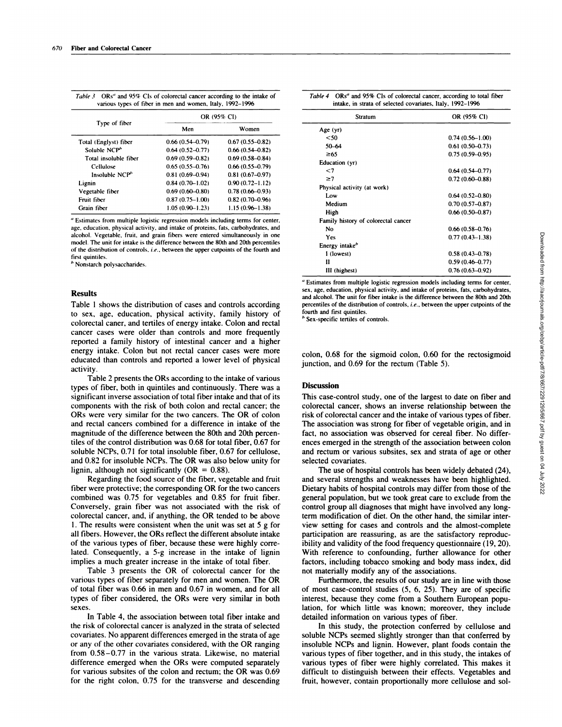*Table 3* ORs[a] and 95% CIs of colorectal cancer according to the intake of various types of fiber in men and women, Italy, 1992–1996

| Type of fiber | OR (95% CI) | |
|---|---|---|
| | Men | Women |
| Total (Englyst) fiber | 0.66 (0.54–0.79) | 0.67 (0.55–0.82) |
| Soluble NCP[b] | 0.64 (0.52–0.77) | 0.66 (0.54–0.82) |
| Total insoluble fiber | 0.69 (0.59–0.82) | 0.69 (0.58–0.84) |
| Cellulose | 0.65 (0.55–0.76) | 0.66 (0.55–0.79) |
| Insoluble NCP[b] | 0.81 (0.69–0.94) | 0.81 (0.67–0.97) |
| Lignin | 0.84 (0.70–1.02) | 0.90 (0.72–1.12) |
| Vegetable fiber | 0.69 (0.60–0.80) | 0.78 (0.66–0.93) |
| Fruit fiber | 0.87 (0.75–1.00) | 0.82 (0.70–0.96) |
| Grain fiber | 1.05 (0.90–1.23) | 1.15 (0.96–1.38) |

[a] Estimates from multiple logistic regression models including terms for center, age, education, physical activity, and intake of proteins, fats, carbohydrates, and alcohol. Vegetable, fruit, and grain fibers were entered simultaneously in one model. The unit for intake is the difference between the 80th and 20th percentiles of the distribution of controls, *i.e.*, between the upper cutpoints of the fourth and first quintiles.

[b] Nonstarch polysaccharides.

*Table 4* ORs[a] and 95% CIs of colorectal cancer, according to total fiber intake, in strata of selected covariates, Italy, 1992–1996

| Stratum | OR (95% CI) |
|---|---|
| Age (yr) | |
| <50 | 0.74 (0.56–1.00) |
| 50–64 | 0.61 (0.50–0.73) |
| ≥65 | 0.75 (0.59–0.95) |
| Education (yr) | |
| <7 | 0.64 (0.54–0.77) |
| ≥7 | 0.72 (0.60–0.88) |
| Physical activity (at work) | |
| Low | 0.64 (0.52–0.80) |
| Medium | 0.70 (0.57–0.87) |
| High | 0.66 (0.50–0.87) |
| Family history of colorectal cancer | |
| No | 0.66 (0.58–0.76) |
| Yes | 0.77 (0.43–1.38) |
| Energy intake[b] | |
| I (lowest) | 0.58 (0.43–0.78) |
| II | 0.59 (0.46–0.77) |
| III (highest) | 0.76 (0.63–0.92) |

[a] Estimates from multiple logistic regression models including terms for center, sex, age, education, physical activity, and intake of proteins, fats, carbohydrates, and alcohol. The unit for fiber intake is the difference between the 80th and 20th percentiles of the distribution of controls, *i.e.*, between the upper cutpoints of the fourth and first quintiles.

[b] Sex-specific tertiles of controls.

## Results

Table 1 shows the distribution of cases and controls according to sex, age, education, physical activity, family history of colorectal caner, and tertiles of energy intake. Colon and rectal cancer cases were older than controls and more frequently reported a family history of intestinal cancer and a higher energy intake. Colon but not rectal cancer cases were more educated than controls and reported a lower level of physical activity.

Table 2 presents the ORs according to the intake of various types of fiber, both in quintiles and continuously. There was a significant inverse association of total fiber intake and that of its components with the risk of both colon and rectal cancer; the ORs were very similar for the two cancers. The OR of colon and rectal cancers combined for a difference in intake of the magnitude of the difference between the 80th and 20th percentiles of the control distribution was 0.68 for total fiber, 0.67 for soluble NCPs, 0.71 for total insoluble fiber, 0.67 for cellulose, and 0.82 for insoluble NCPs. The OR was also below unity for lignin, although not significantly (OR = 0.88).

Regarding the food source of the fiber, vegetable and fruit fiber were protective; the corresponding OR for the two cancers combined was 0.75 for vegetables and 0.85 for fruit fiber. Conversely, grain fiber was not associated with the risk of colorectal cancer, and, if anything, the OR tended to be above 1. The results were consistent when the unit was set at 5 g for all fibers. However, the ORs reflect the different absolute intake of the various types of fiber, because these were highly correlated. Consequently, a 5-g increase in the intake of lignin implies a much greater increase in the intake of total fiber.

Table 3 presents the OR of colorectal cancer for the various types of fiber separately for men and women. The OR of total fiber was 0.66 in men and 0.67 in women, and for all types of fiber considered, the ORs were very similar in both sexes.

In Table 4, the association between total fiber intake and the risk of colorectal cancer is analyzed in the strata of selected covariates. No apparent differences emerged in the strata of age or any of the other covariates considered, with the OR ranging from 0.58–0.77 in the various strata. Likewise, no material difference emerged when the ORs were computed separately for various subsites of the colon and rectum; the OR was 0.69 for the right colon, 0.75 for the transverse and descending colon, 0.68 for the sigmoid colon, 0.60 for the rectosigmoid junction, and 0.69 for the rectum (Table 5).

## Discussion

This case-control study, one of the largest to date on fiber and colorectal cancer, shows an inverse relationship between the risk of colorectal cancer and the intake of various types of fiber. The association was strong for fiber of vegetable origin, and in fact, no association was observed for cereal fiber. No differences emerged in the strength of the association between colon and rectum or various subsites, sex and strata of age or other selected covariates.

The use of hospital controls has been widely debated (24), and several strengths and weaknesses have been highlighted. Dietary habits of hospital controls may differ from those of the general population, but we took great care to exclude from the control group all diagnoses that might have involved any long-term modification of diet. On the other hand, the similar interview setting for cases and controls and the almost-complete participation are reassuring, as are the satisfactory reproducibility and validity of the food frequency questionnaire (19, 20). With reference to confounding, further allowance for other factors, including tobacco smoking and body mass index, did not materially modify any of the associations.

Furthermore, the results of our study are in line with those of most case-control studies (5, 6, 25). They are of specific interest, because they come from a Southern European population, for which little was known; moreover, they include detailed information on various types of fiber.

In this study, the protection conferred by cellulose and soluble NCPs seemed slightly stronger than that conferred by insoluble NCPs and lignin. However, plant foods contain the various types of fiber together, and in this study, the intakes of various types of fiber were highly correlated. This makes it difficult to distinguish between their effects. Vegetables and fruit, however, contain proportionally more cellulose and sol-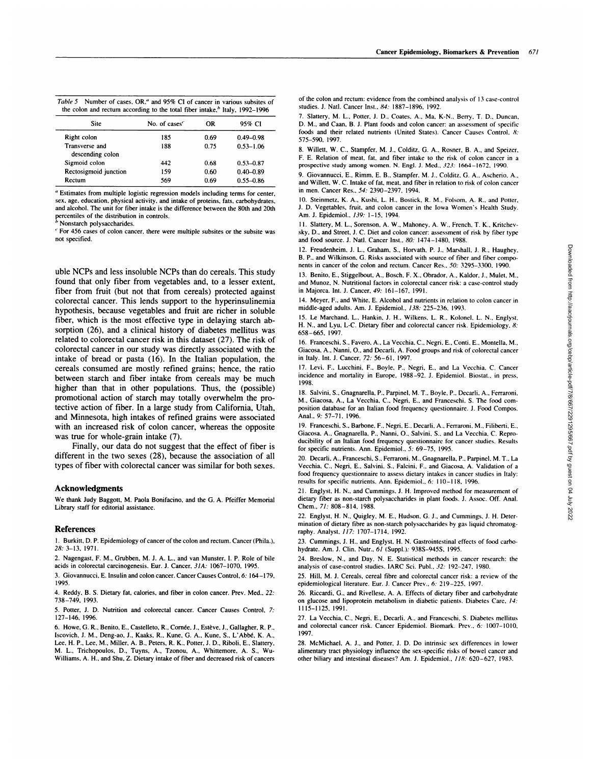*Table 5* Number of cases, OR,[a] and 95% CI of cancer in various subsites of the colon and rectum according to the total fiber intake,[b] Italy, 1992–1996

| Site | No. of cases[c] | OR | 95% CI |
|---|---|---|---|
| Right colon | 185 | 0.69 | 0.49–0.98 |
| Transverse and descending colon | 188 | 0.75 | 0.53–1.06 |
| Sigmoid colon | 442 | 0.68 | 0.53–0.87 |
| Rectosigmoid junction | 159 | 0.60 | 0.40–0.89 |
| Rectum | 569 | 0.69 | 0.55–0.86 |

[a] Estimates from multiple logistic regression models including terms for center, sex, age, education, physical activity, and intake of proteins, fats, carbohydrates, and alcohol. The unit for fiber intake is the difference between the 80th and 20th percentiles of the distribution in controls.

[b] Nonstarch polysaccharides.

[c] For 456 cases of colon cancer, there were multiple subsites or the subsite was not specified.

uble NCPs and less insoluble NCPs than do cereals. This study found that only fiber from vegetables and, to a lesser extent, fiber from fruit (but not that from cereals) protected against colorectal cancer. This lends support to the hyperinsulinemia hypothesis, because vegetables and fruit are richer in soluble fiber, which is the most effective type in delaying starch absorption (26), and a clinical history of diabetes mellitus was related to colorectal cancer risk in this dataset (27). The risk of colorectal cancer in our study was directly associated with the intake of bread or pasta (16). In the Italian population, the cereals consumed are mostly refined grains; hence, the ratio between starch and fiber intake from cereals may be much higher than that in other populations. Thus, the (possible) promotional action of starch may totally overwhelm the protective action of fiber. In a large study from California, Utah, and Minnesota, high intakes of refined grains were associated with an increased risk of colon cancer, whereas the opposite was true for whole-grain intake (7).

Finally, our data do not suggest that the effect of fiber is different in the two sexes (28), because the association of all types of fiber with colorectal cancer was similar for both sexes.

## Acknowledgments

We thank Judy Baggott, M. Paola Bonifacino, and the G. A. Pfeiffer Memorial Library staff for editorial assistance.

## References

1. Burkitt, D. P. Epidemiology of cancer of the colon and rectum. Cancer (Phila.), *28:* 3–13, 1971.

2. Nagengast, F. M., Grubben, M. J. A. L., and van Munster, I. P. Role of bile acids in colorectal carcinogenesis. Eur. J. Cancer, *31A:* 1067–1070, 1995.

3. Giovannucci, E. Insulin and colon cancer. Cancer Causes Control, *6:* 164–179, 1995.

4. Reddy, B. S. Dietary fat, calories, and fiber in colon cancer. Prev. Med., *22:* 738–749, 1993.

5. Potter, J. D. Nutrition and colorectal cancer. Cancer Causes Control, *7:* 127–146, 1996.

6. Howe, G. R., Benito, E., Castelleto, R., Cornée, J., Estève, J., Gallagher, R. P., Iscovich, J. M., Deng-ao, J., Kaaks, R., Kune, G. A., Kune, S., L'Abbé, K. A., Lee, H. P., Lee, M., Miller, A. B., Peters, R. K., Potter, J. D., Riboli, E., Slattery, M. L., Trichopoulos, D., Tuyns, A., Tzonou, A., Whittemore, A. S., Wu-Williams, A. H., and Shu, Z. Dietary intake of fiber and decreased risk of cancers of the colon and rectum: evidence from the combined analysis of 13 case-control studies. J. Natl. Cancer Inst., *84:* 1887–1896, 1992.

7. Slattery, M. L., Potter, J. D., Coates, A., Ma, K-N., Berry, T. D., Duncan, D. M., and Caan, B. J. Plant foods and colon cancer: an assessment of specific foods and their related nutrients (United States). Cancer Causes Control, *8:* 575–590, 1997.

8. Willett, W. C., Stampfer, M. J., Colditz, G. A., Rosner, B. A., and Speizer, F. E. Relation of meat, fat, and fiber intake to the risk of colon cancer in a prospective study among women. N. Engl. J. Med., *323:* 1664–1672, 1990.

9. Giovannucci, E., Rimm, E. B., Stampfer, M. J., Colditz, G. A., Ascherio, A., and Willett, W. C. Intake of fat, meat, and fiber in relation to risk of colon cancer in men. Cancer Res., *54:* 2390–2397, 1994.

10. Steinmetz, K. A., Kushi, L. H., Bostick, R. M., Folsom, A. R., and Potter, J. D. Vegetables, fruit, and colon cancer in the Iowa Women's Health Study. Am. J. Epidemiol., *139:* 1–15, 1994.

11. Slattery, M. L., Sorenson, A. W., Mahoney, A. W., French, T. K., Kritchevsky, D., and Street, J. C. Diet and colon cancer: assessment of risk by fiber type and food source. J. Natl. Cancer Inst., *80:* 1474–1480, 1988.

12. Freudenheim, J. L., Graham, S., Horvath, P. J., Marshall, J. R., Haughey, B. P., and Wilkinson, G. Risks associated with source of fiber and fiber components in cancer of the colon and rectum. Cancer Res., *50:* 3295–3300, 1990.

13. Benito, E., Stiggelbout, A., Bosch, F. X., Obrador, A., Kaldor, J., Mulet, M., and Munoz, N. Nutritional factors in colorectal cancer risk: a case-control study in Majorca. Int. J. Cancer, *49:* 161–167, 1991.

14. Meyer, F., and White, E. Alcohol and nutrients in relation to colon cancer in middle-aged adults. Am. J. Epidemiol., *138:* 225–236, 1993.

15. Le Marchand, L., Hankin, J. H., Wilkens, L. R., Kolonel, L. N., Englyst, H. N., and Lyu, L-C. Dietary fiber and colorectal cancer risk. Epidemiology, *8:* 658–665, 1997.

16. Franceschi, S., Favero, A., La Vecchia, C., Negri, E., Conti, E., Montella, M., Giacosa, A., Nanni, O., and Decarli, A. Food groups and risk of colorectal cancer in Italy. Int. J. Cancer, *72:* 56–61, 1997.

17. Levi, F., Lucchini, F., Boyle, P., Negri, E., and La Vecchia, C. Cancer incidence and mortality in Europe, 1988–92. J. Epidemiol. Biostat., in press, 1998.

18. Salvini, S., Gnagnarella, P., Parpinel, M. T., Boyle, P., Decarli, A., Ferraroni, M., Giacosa, A., La Vecchia, C., Negri, E., and Franceschi, S. The food composition database for an Italian food frequency questionnaire. J. Food Compos. Anal., *9:* 57–71, 1996.

19. Franceschi, S., Barbone, F., Negri, E., Decarli, A., Ferraroni, M., Filiberti, E., Giacosa, A., Gnagnarella, P., Nanni, O., Salvini, S., and La Vecchia, C. Reproducibility of an Italian food frequency questionnaire for cancer studies. Results for specific nutrients. Ann. Epidemiol., *5:* 69–75, 1995.

20. Decarli, A., Franceschi, S., Ferraroni, M., Gnagnarella, P., Parpinel, M. T., La Vecchia, C., Negri, E., Salvini, S., Falcini, F., and Giacosa, A. Validation of a food frequency questionnaire to assess dietary intakes in cancer studies in Italy: results for specific nutrients. Ann. Epidemiol., *6:* 110–118, 1996.

21. Englyst, H. N., and Cummings, J. H. Improved method for measurement of dietary fiber as non-starch polysaccharides in plant foods. J. Assoc. Off. Anal. Chem., *71:* 808–814, 1988.

22. Englyst, H. N., Quigley, M. E., Hudson, G. J., and Cummings, J. H. Determination of dietary fibre as non-starch polysaccharides by gas liquid chromatography. Analyst, *117:* 1707–1714, 1992.

23. Cummings, J. H., and Englyst, H. N. Gastrointestinal effects of food carbohydrate. Am. J. Clin. Nutr., *61* (Suppl.): 938S–945S, 1995.

24. Breslow, N., and Day, N. E. Statistical methods in cancer research: the analysis of case-control studies. IARC Sci. Publ., *32:* 192–247, 1980.

25. Hill, M. J. Cereals, cereal fibre and colorectal cancer risk: a review of the epidemiological literature. Eur. J. Cancer Prev., *6:* 219–225, 1997.

26. Riccardi, G., and Rivellese, A. A. Effects of dietary fiber and carbohydrate on glucose and lipoprotein metabolism in diabetic patients. Diabetes Care, *14:* 1115–1125, 1991.

27. La Vecchia, C., Negri, E., Decarli, A., and Franceschi, S. Diabetes mellitus and colorectal cancer risk. Cancer Epidemiol. Biomark. Prev., *6:* 1007–1010, 1997.

28. McMichael, A. J., and Potter, J. D. Do intrinsic sex differences in lower alimentary tract physiology influence the sex-specific risks of bowel cancer and other biliary and intestinal diseases? Am. J. Epidemiol., *118:* 620–627, 1983.